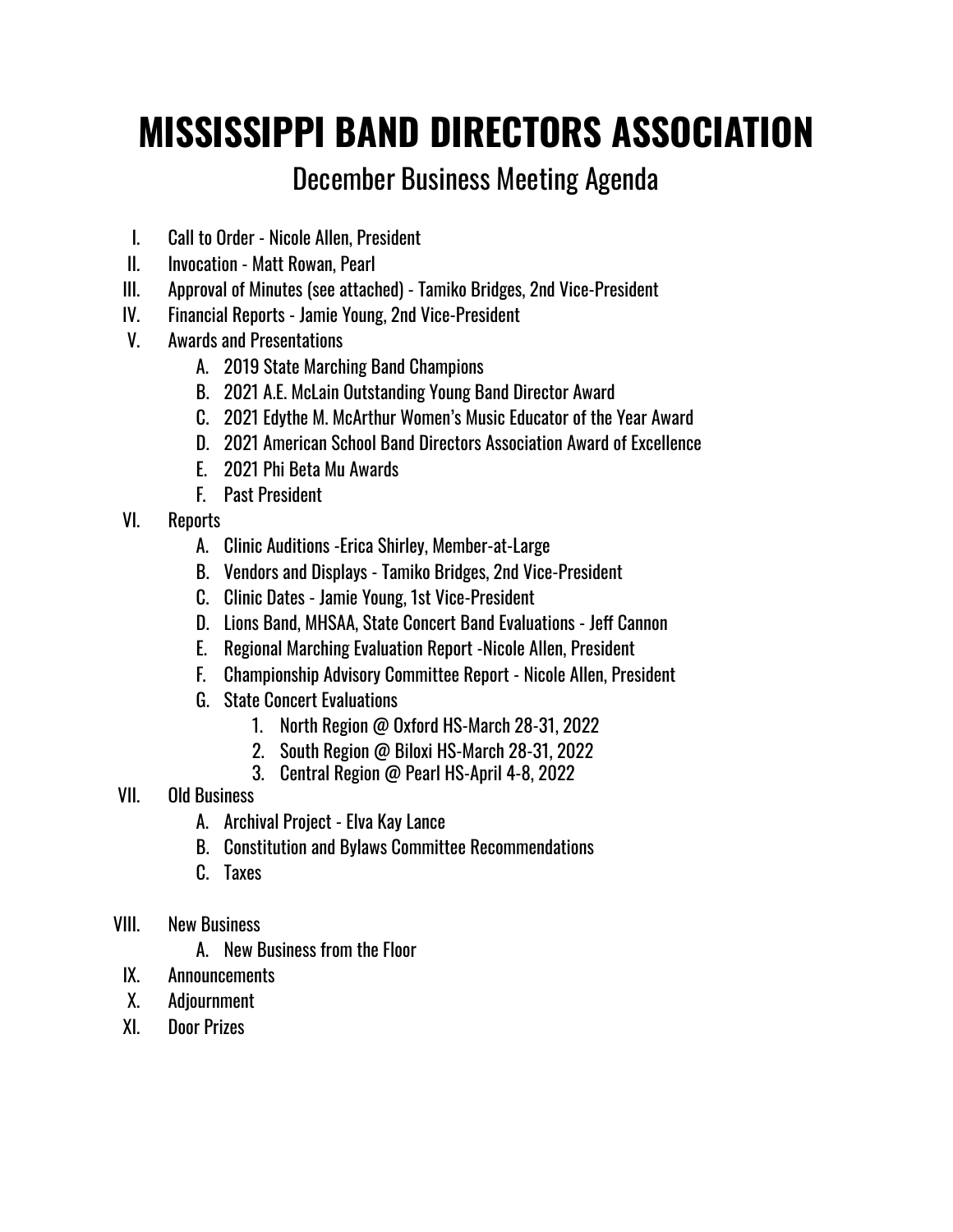# MISSISSIPPI BAND DIRECTORS ASSOCIATION

## December Business Meeting Agenda

I. Call to Order - Nicole Allen, President

II. Invocation - Matt Rowan, Pearl

III. Approval of Minutes (see attached) - Tamiko Bridges, 2nd Vice-President

IV. Financial Reports - Jamie Young, 2nd Vice-President

V. Awards and Presentations
   - A. 2019 State Marching Band Champions
   - B. 2021 A.E. McLain Outstanding Young Band Director Award
   - C. 2021 Edythe M. McArthur Women's Music Educator of the Year Award
   - D. 2021 American School Band Directors Association Award of Excellence
   - E. 2021 Phi Beta Mu Awards
   - F. Past President

VI. Reports
   - A. Clinic Auditions -Erica Shirley, Member-at-Large
   - B. Vendors and Displays - Tamiko Bridges, 2nd Vice-President
   - C. Clinic Dates - Jamie Young, 1st Vice-President
   - D. Lions Band, MHSAA, State Concert Band Evaluations - Jeff Cannon
   - E. Regional Marching Evaluation Report -Nicole Allen, President
   - F. Championship Advisory Committee Report - Nicole Allen, President
   - G. State Concert Evaluations
     1. North Region @ Oxford HS-March 28-31, 2022
     2. South Region @ Biloxi HS-March 28-31, 2022
     3. Central Region @ Pearl HS-April 4-8, 2022

VII. Old Business
   - A. Archival Project - Elva Kay Lance
   - B. Constitution and Bylaws Committee Recommendations
   - C. Taxes

VIII. New Business
   - A. New Business from the Floor

IX. Announcements

X. Adjournment

XI. Door Prizes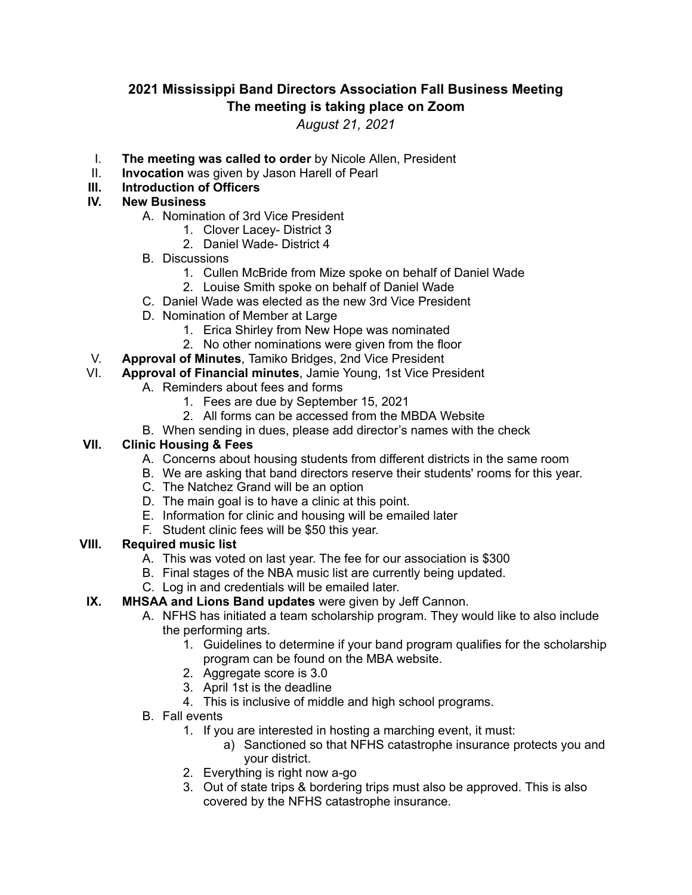## 2021 Mississippi Band Directors Association Fall Business Meeting
## The meeting is taking place on Zoom

*August 21, 2021*

I. **The meeting was called to order** by Nicole Allen, President

II. **Invocation** was given by Jason Harell of Pearl

III. **Introduction of Officers**

IV. **New Business**
   - A. Nomination of 3rd Vice President
     1. Clover Lacey- District 3
     2. Daniel Wade- District 4
   - B. Discussions
     1. Cullen McBride from Mize spoke on behalf of Daniel Wade
     2. Louise Smith spoke on behalf of Daniel Wade
   - C. Daniel Wade was elected as the new 3rd Vice President
   - D. Nomination of Member at Large
     1. Erica Shirley from New Hope was nominated
     2. No other nominations were given from the floor

V. **Approval of Minutes**, Tamiko Bridges, 2nd Vice President

VI. **Approval of Financial minutes**, Jamie Young, 1st Vice President
   - A. Reminders about fees and forms
     1. Fees are due by September 15, 2021
     2. All forms can be accessed from the MBDA Website
   - B. When sending in dues, please add director's names with the check

VII. **Clinic Housing & Fees**
   - A. Concerns about housing students from different districts in the same room
   - B. We are asking that band directors reserve their students' rooms for this year.
   - C. The Natchez Grand will be an option
   - D. The main goal is to have a clinic at this point.
   - E. Information for clinic and housing will be emailed later
   - F. Student clinic fees will be $50 this year.

VIII. **Required music list**
   - A. This was voted on last year. The fee for our association is $300
   - B. Final stages of the NBA music list are currently being updated.
   - C. Log in and credentials will be emailed later.

IX. **MHSAA and Lions Band updates** were given by Jeff Cannon.
   - A. NFHS has initiated a team scholarship program. They would like to also include the performing arts.
     1. Guidelines to determine if your band program qualifies for the scholarship program can be found on the MBA website.
     2. Aggregate score is 3.0
     3. April 1st is the deadline
     4. This is inclusive of middle and high school programs.
   - B. Fall events
     1. If you are interested in hosting a marching event, it must:
        - a) Sanctioned so that NFHS catastrophe insurance protects you and your district.
     2. Everything is right now a-go
     3. Out of state trips & bordering trips must also be approved. This is also covered by the NFHS catastrophe insurance.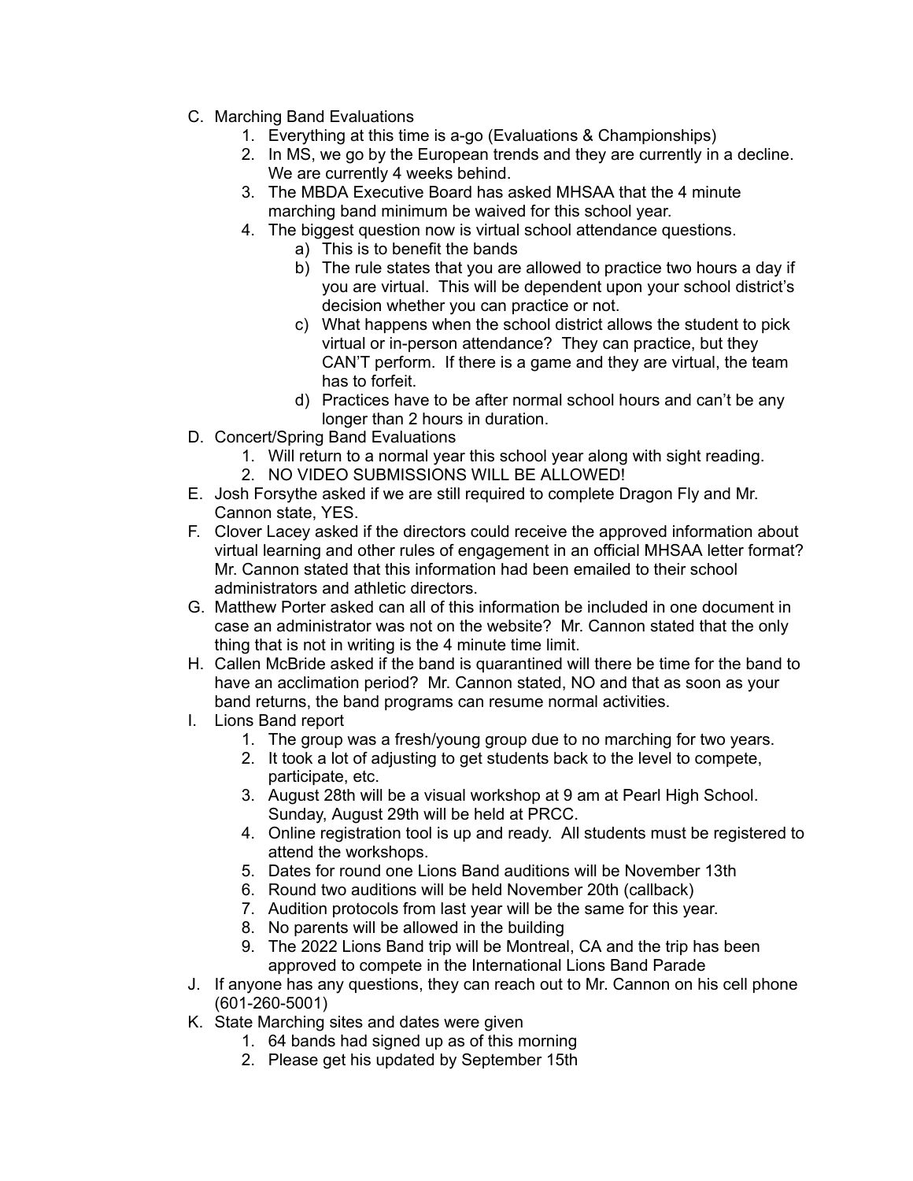C. Marching Band Evaluations
    1. Everything at this time is a-go (Evaluations & Championships)
    2. In MS, we go by the European trends and they are currently in a decline. We are currently 4 weeks behind.
    3. The MBDA Executive Board has asked MHSAA that the 4 minute marching band minimum be waived for this school year.
    4. The biggest question now is virtual school attendance questions.
        a) This is to benefit the bands
        b) The rule states that you are allowed to practice two hours a day if you are virtual. This will be dependent upon your school district's decision whether you can practice or not.
        c) What happens when the school district allows the student to pick virtual or in-person attendance? They can practice, but they CAN'T perform. If there is a game and they are virtual, the team has to forfeit.
        d) Practices have to be after normal school hours and can't be any longer than 2 hours in duration.

D. Concert/Spring Band Evaluations
    1. Will return to a normal year this school year along with sight reading.
    2. NO VIDEO SUBMISSIONS WILL BE ALLOWED!

E. Josh Forsythe asked if we are still required to complete Dragon Fly and Mr. Cannon state, YES.

F. Clover Lacey asked if the directors could receive the approved information about virtual learning and other rules of engagement in an official MHSAA letter format? Mr. Cannon stated that this information had been emailed to their school administrators and athletic directors.

G. Matthew Porter asked can all of this information be included in one document in case an administrator was not on the website? Mr. Cannon stated that the only thing that is not in writing is the 4 minute time limit.

H. Callen McBride asked if the band is quarantined will there be time for the band to have an acclimation period? Mr. Cannon stated, NO and that as soon as your band returns, the band programs can resume normal activities.

I. Lions Band report
    1. The group was a fresh/young group due to no marching for two years.
    2. It took a lot of adjusting to get students back to the level to compete, participate, etc.
    3. August 28th will be a visual workshop at 9 am at Pearl High School. Sunday, August 29th will be held at PRCC.
    4. Online registration tool is up and ready. All students must be registered to attend the workshops.
    5. Dates for round one Lions Band auditions will be November 13th
    6. Round two auditions will be held November 20th (callback)
    7. Audition protocols from last year will be the same for this year.
    8. No parents will be allowed in the building
    9. The 2022 Lions Band trip will be Montreal, CA and the trip has been approved to compete in the International Lions Band Parade

J. If anyone has any questions, they can reach out to Mr. Cannon on his cell phone (601-260-5001)

K. State Marching sites and dates were given
    1. 64 bands had signed up as of this morning
    2. Please get his updated by September 15th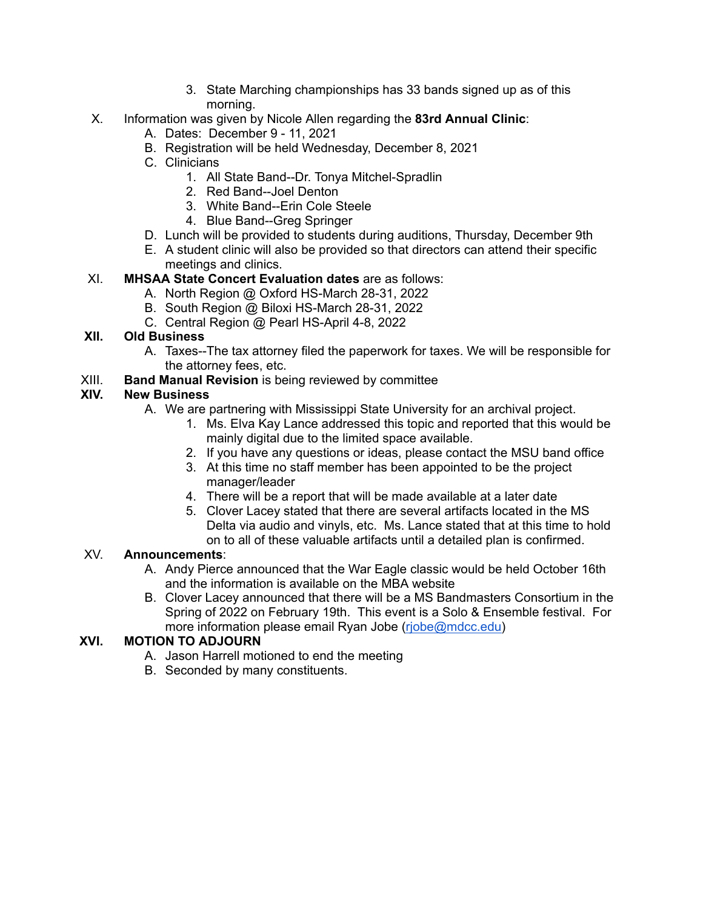3. State Marching championships has 33 bands signed up as of this morning.

X. Information was given by Nicole Allen regarding the **83rd Annual Clinic**:
   A. Dates: December 9 - 11, 2021
   B. Registration will be held Wednesday, December 8, 2021
   C. Clinicians
      1. All State Band--Dr. Tonya Mitchel-Spradlin
      2. Red Band--Joel Denton
      3. White Band--Erin Cole Steele
      4. Blue Band--Greg Springer
   D. Lunch will be provided to students during auditions, Thursday, December 9th
   E. A student clinic will also be provided so that directors can attend their specific meetings and clinics.

XI. **MHSAA State Concert Evaluation dates** are as follows:
   A. North Region @ Oxford HS-March 28-31, 2022
   B. South Region @ Biloxi HS-March 28-31, 2022
   C. Central Region @ Pearl HS-April 4-8, 2022

**XII. Old Business**
   A. Taxes--The tax attorney filed the paperwork for taxes. We will be responsible for the attorney fees, etc.

XIII. **Band Manual Revision** is being reviewed by committee

**XIV. New Business**
   A. We are partnering with Mississippi State University for an archival project.
      1. Ms. Elva Kay Lance addressed this topic and reported that this would be mainly digital due to the limited space available.
      2. If you have any questions or ideas, please contact the MSU band office
      3. At this time no staff member has been appointed to be the project manager/leader
      4. There will be a report that will be made available at a later date
      5. Clover Lacey stated that there are several artifacts located in the MS Delta via audio and vinyls, etc. Ms. Lance stated that at this time to hold on to all of these valuable artifacts until a detailed plan is confirmed.

XV. **Announcements**:
   A. Andy Pierce announced that the War Eagle classic would be held October 16th and the information is available on the MBA website
   B. Clover Lacey announced that there will be a MS Bandmasters Consortium in the Spring of 2022 on February 19th. This event is a Solo & Ensemble festival. For more information please email Ryan Jobe (rjobe@mdcc.edu)

**XVI. MOTION TO ADJOURN**
   A. Jason Harrell motioned to end the meeting
   B. Seconded by many constituents.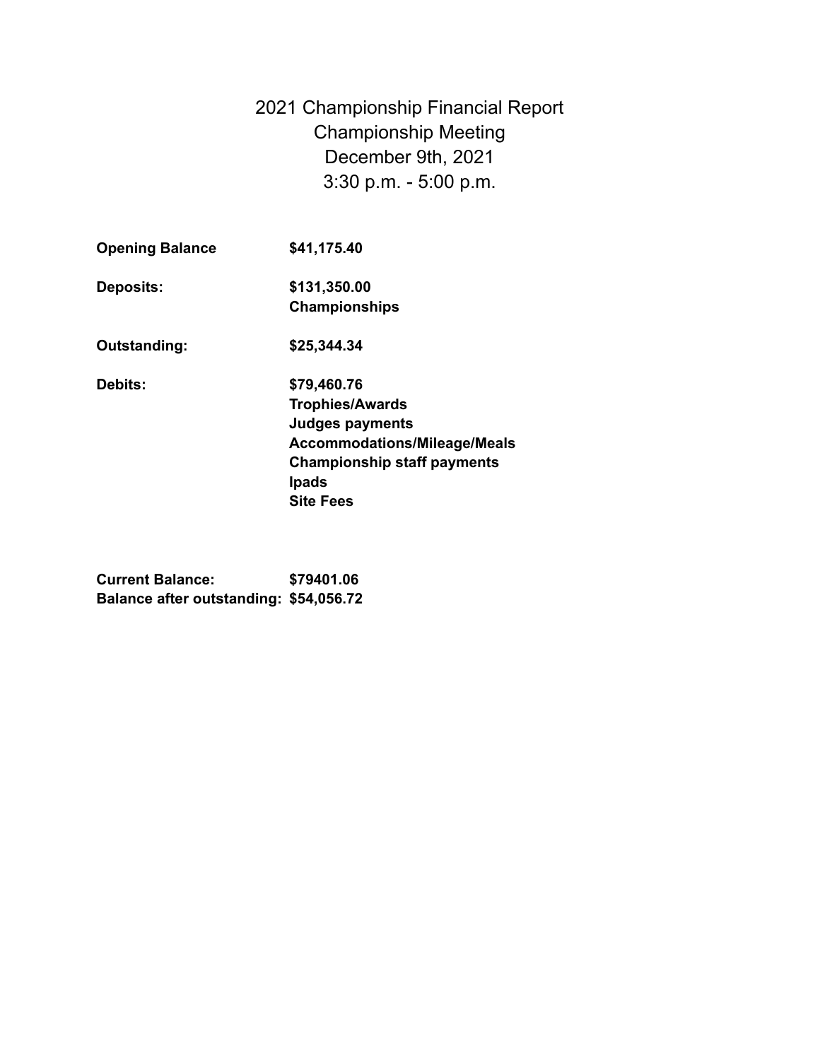# 2021 Championship Financial Report
## Championship Meeting
## December 9th, 2021
## 3:30 p.m. - 5:00 p.m.

| | |
|---|---|
| **Opening Balance** | **$41,175.40** |
| **Deposits:** | **$131,350.00**<br>**Championships** |
| **Outstanding:** | **$25,344.34** |
| **Debits:** | **$79,460.76**<br>**Trophies/Awards**<br>**Judges payments**<br>**Accommodations/Mileage/Meals**<br>**Championship staff payments**<br>**Ipads**<br>**Site Fees** |
| **Current Balance:** | **$79401.06** |
| **Balance after outstanding:** | **$54,056.72** |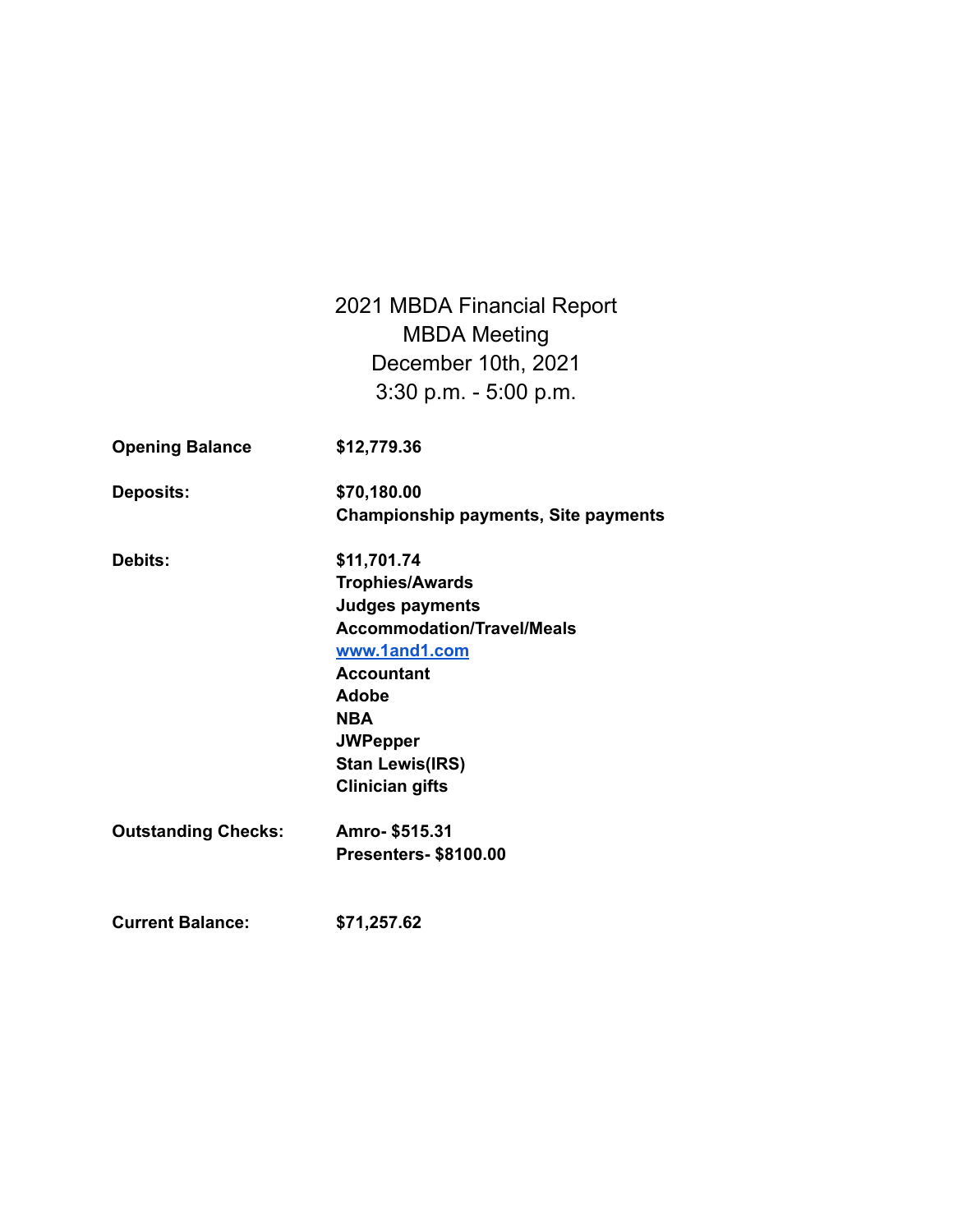# 2021 MBDA Financial Report
## MBDA Meeting
## December 10th, 2021
## 3:30 p.m. - 5:00 p.m.

| | |
|---|---|
| **Opening Balance** | **$12,779.36** |
| **Deposits:** | **$70,180.00**<br>**Championship payments, Site payments** |
| **Debits:** | **$11,701.74**<br>**Trophies/Awards**<br>**Judges payments**<br>**Accommodation/Travel/Meals**<br>**www.1and1.com**<br>**Accountant**<br>**Adobe**<br>**NBA**<br>**JWPepper**<br>**Stan Lewis(IRS)**<br>**Clinician gifts** |
| **Outstanding Checks:** | **Amro- $515.31**<br>**Presenters- $8100.00** |
| **Current Balance:** | **$71,257.62** |